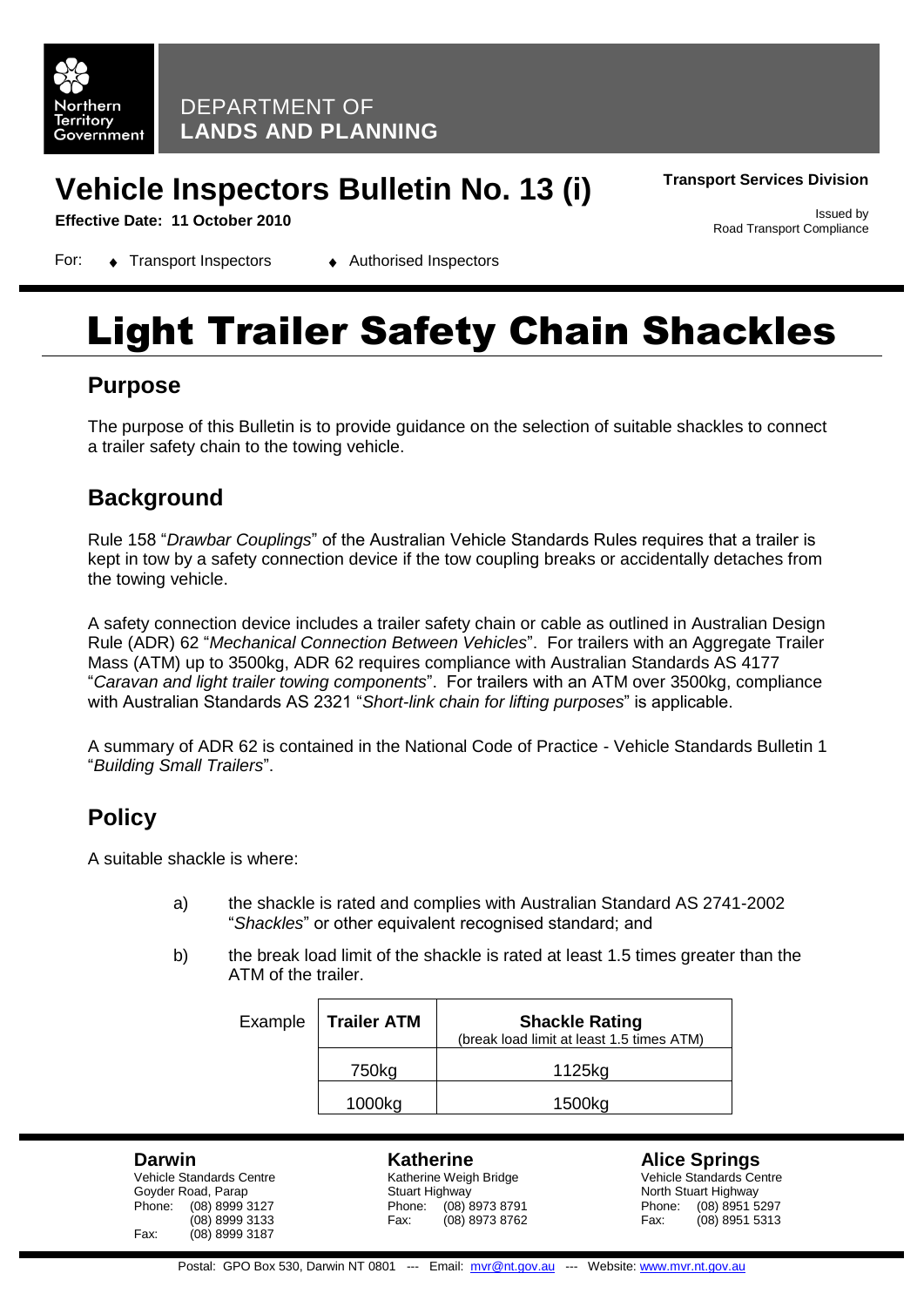DEPARTMENT OF **LANDS AND PLANNING**

Northern Territory Government

# Vehicle Inspectors Bulletin No. 13 (i)

**Transport Services Division**

**Effective Date: 11 October 2010**

Issued by
Road Transport Compliance

For:
- Transport Inspectors
- Authorised Inspectors

# Light Trailer Safety Chain Shackles

## Purpose

The purpose of this Bulletin is to provide guidance on the selection of suitable shackles to connect a trailer safety chain to the towing vehicle.

## Background

Rule 158 "*Drawbar Couplings*" of the Australian Vehicle Standards Rules requires that a trailer is kept in tow by a safety connection device if the tow coupling breaks or accidentally detaches from the towing vehicle.

A safety connection device includes a trailer safety chain or cable as outlined in Australian Design Rule (ADR) 62 "*Mechanical Connection Between Vehicles*". For trailers with an Aggregate Trailer Mass (ATM) up to 3500kg, ADR 62 requires compliance with Australian Standards AS 4177 "*Caravan and light trailer towing components*". For trailers with an ATM over 3500kg, compliance with Australian Standards AS 2321 "*Short-link chain for lifting purposes*" is applicable.

A summary of ADR 62 is contained in the National Code of Practice - Vehicle Standards Bulletin 1 "*Building Small Trailers*".

## Policy

A suitable shackle is where:

a) the shackle is rated and complies with Australian Standard AS 2741-2002 "*Shackles*" or other equivalent recognised standard; and

b) the break load limit of the shackle is rated at least 1.5 times greater than the ATM of the trailer.

Example

| Trailer ATM | Shackle Rating (break load limit at least 1.5 times ATM) |
|---|---|
| 750kg | 1125kg |
| 1000kg | 1500kg |

**Darwin**
Vehicle Standards Centre
Goyder Road, Parap
Phone: (08) 8999 3127
(08) 8999 3133
Fax: (08) 8999 3187

**Katherine**
Katherine Weigh Bridge
Stuart Highway
Phone: (08) 8973 8791
Fax: (08) 8973 8762

**Alice Springs**
Vehicle Standards Centre
North Stuart Highway
Phone: (08) 8951 5297
Fax: (08) 8951 5313

Postal: GPO Box 530, Darwin NT 0801 --- Email: mvr@nt.gov.au --- Website: www.mvr.nt.gov.au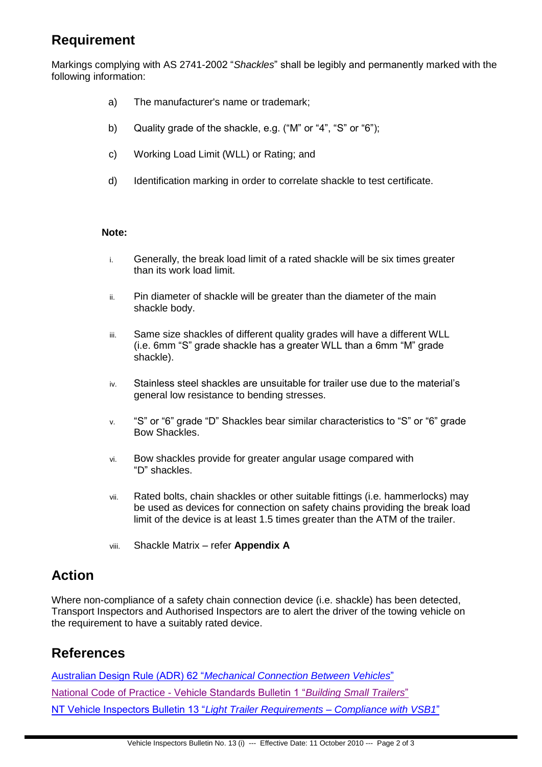## Requirement

Markings complying with AS 2741-2002 "*Shackles*" shall be legibly and permanently marked with the following information:

a) The manufacturer's name or trademark;

b) Quality grade of the shackle, e.g. ("M" or "4", "S" or "6");

c) Working Load Limit (WLL) or Rating; and

d) Identification marking in order to correlate shackle to test certificate.

**Note:**

i. Generally, the break load limit of a rated shackle will be six times greater than its work load limit.

ii. Pin diameter of shackle will be greater than the diameter of the main shackle body.

iii. Same size shackles of different quality grades will have a different WLL (i.e. 6mm "S" grade shackle has a greater WLL than a 6mm "M" grade shackle).

iv. Stainless steel shackles are unsuitable for trailer use due to the material's general low resistance to bending stresses.

v. "S" or "6" grade "D" Shackles bear similar characteristics to "S" or "6" grade Bow Shackles.

vi. Bow shackles provide for greater angular usage compared with "D" shackles.

vii. Rated bolts, chain shackles or other suitable fittings (i.e. hammerlocks) may be used as devices for connection on safety chains providing the break load limit of the device is at least 1.5 times greater than the ATM of the trailer.

viii. Shackle Matrix – refer **Appendix A**

## Action

Where non-compliance of a safety chain connection device (i.e. shackle) has been detected, Transport Inspectors and Authorised Inspectors are to alert the driver of the towing vehicle on the requirement to have a suitably rated device.

## References

Australian Design Rule (ADR) 62 "*Mechanical Connection Between Vehicles*"

National Code of Practice - Vehicle Standards Bulletin 1 "*Building Small Trailers*"

NT Vehicle Inspectors Bulletin 13 "*Light Trailer Requirements – Compliance with VSB1*"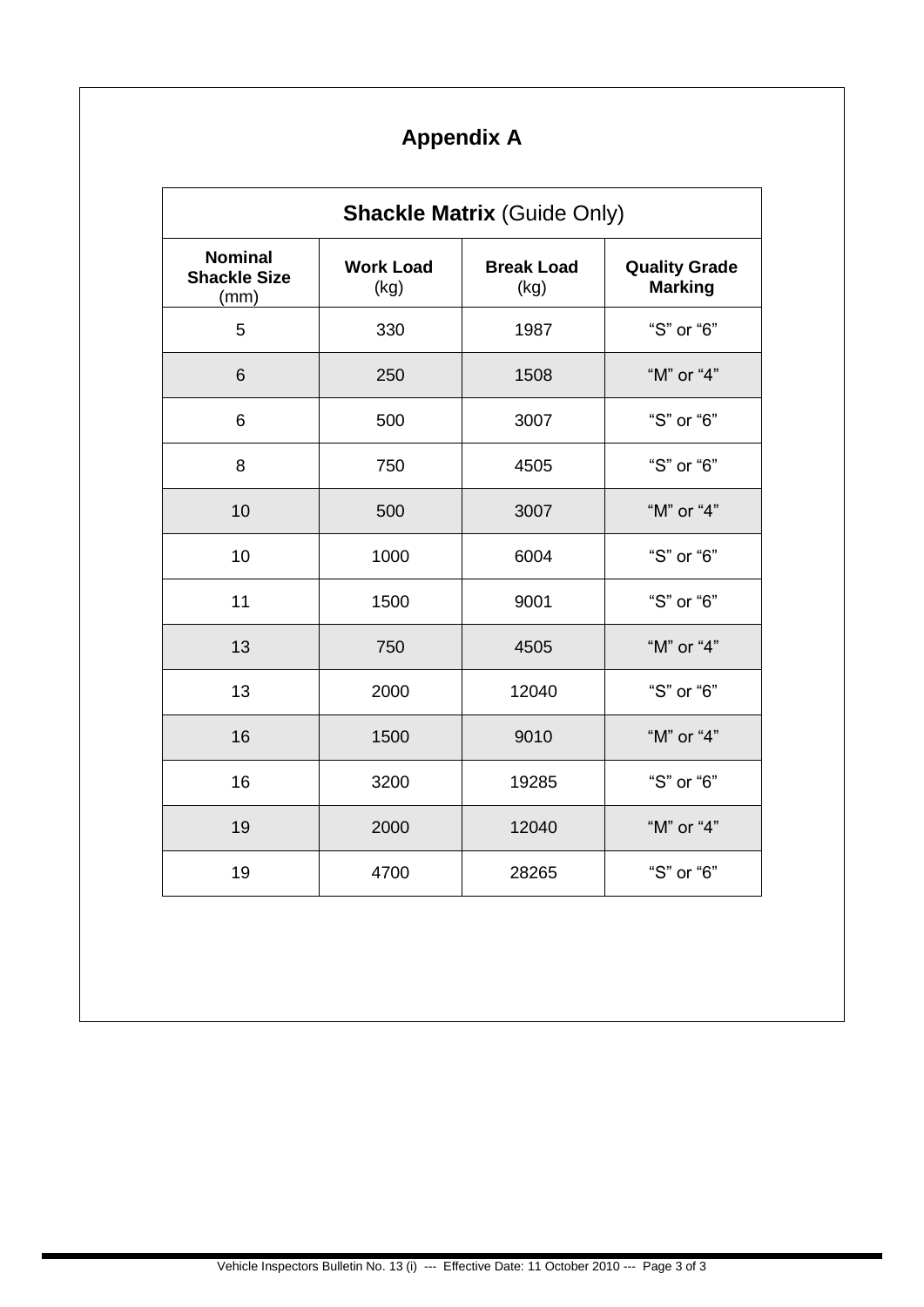## Appendix A

| **Shackle Matrix** (Guide Only) | | | |
|---|---|---|---|
| **Nominal Shackle Size** (mm) | **Work Load** (kg) | **Break Load** (kg) | **Quality Grade Marking** |
| 5 | 330 | 1987 | "S" or "6" |
| 6 | 250 | 1508 | "M" or "4" |
| 6 | 500 | 3007 | "S" or "6" |
| 8 | 750 | 4505 | "S" or "6" |
| 10 | 500 | 3007 | "M" or "4" |
| 10 | 1000 | 6004 | "S" or "6" |
| 11 | 1500 | 9001 | "S" or "6" |
| 13 | 750 | 4505 | "M" or "4" |
| 13 | 2000 | 12040 | "S" or "6" |
| 16 | 1500 | 9010 | "M" or "4" |
| 16 | 3200 | 19285 | "S" or "6" |
| 19 | 2000 | 12040 | "M" or "4" |
| 19 | 4700 | 28265 | "S" or "6" |